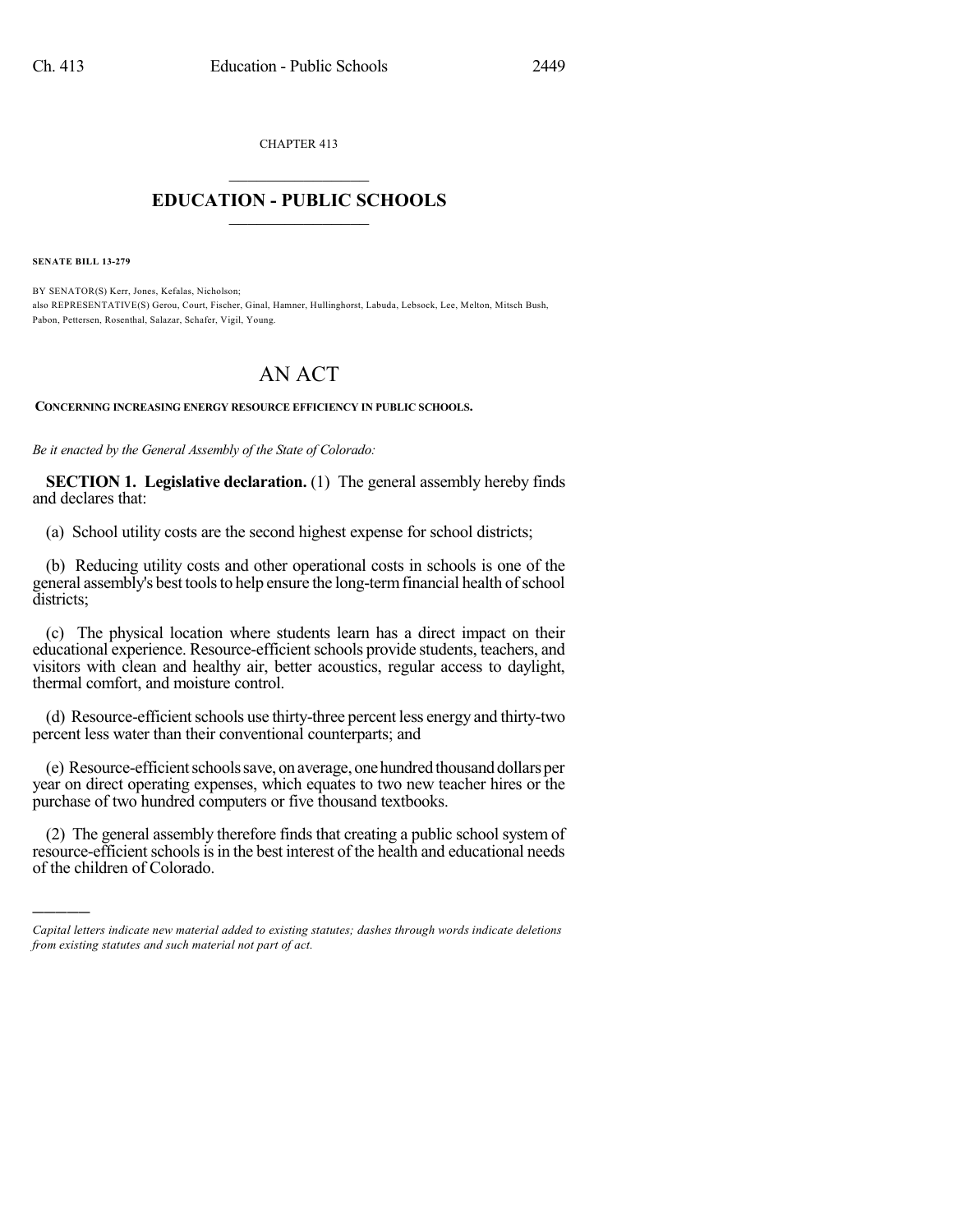CHAPTER 413

# EDUCATION - PUBLIC SCHOOLS

**SENATE BILL 13-279**

BY SENATOR(S) Kerr, Jones, Kefalas, Nicholson;
also REPRESENTATIVE(S) Gerou, Court, Fischer, Ginal, Hamner, Hullinghorst, Labuda, Lebsock, Lee, Melton, Mitsch Bush, Pabon, Pettersen, Rosenthal, Salazar, Schafer, Vigil, Young.

# AN ACT

**CONCERNING INCREASING ENERGY RESOURCE EFFICIENCY IN PUBLIC SCHOOLS.**

*Be it enacted by the General Assembly of the State of Colorado:*

**SECTION 1. Legislative declaration.** (1) The general assembly hereby finds and declares that:

(a) School utility costs are the second highest expense for school districts;

(b) Reducing utility costs and other operational costs in schools is one of the general assembly's best tools to help ensure the long-term financial health of school districts;

(c) The physical location where students learn has a direct impact on their educational experience. Resource-efficient schools provide students, teachers, and visitors with clean and healthy air, better acoustics, regular access to daylight, thermal comfort, and moisture control.

(d) Resource-efficient schools use thirty-three percent less energy and thirty-two percent less water than their conventional counterparts; and

(e) Resource-efficient schools save, on average, one hundred thousand dollars per year on direct operating expenses, which equates to two new teacher hires or the purchase of two hundred computers or five thousand textbooks.

(2) The general assembly therefore finds that creating a public school system of resource-efficient schools is in the best interest of the health and educational needs of the children of Colorado.

*Capital letters indicate new material added to existing statutes; dashes through words indicate deletions from existing statutes and such material not part of act.*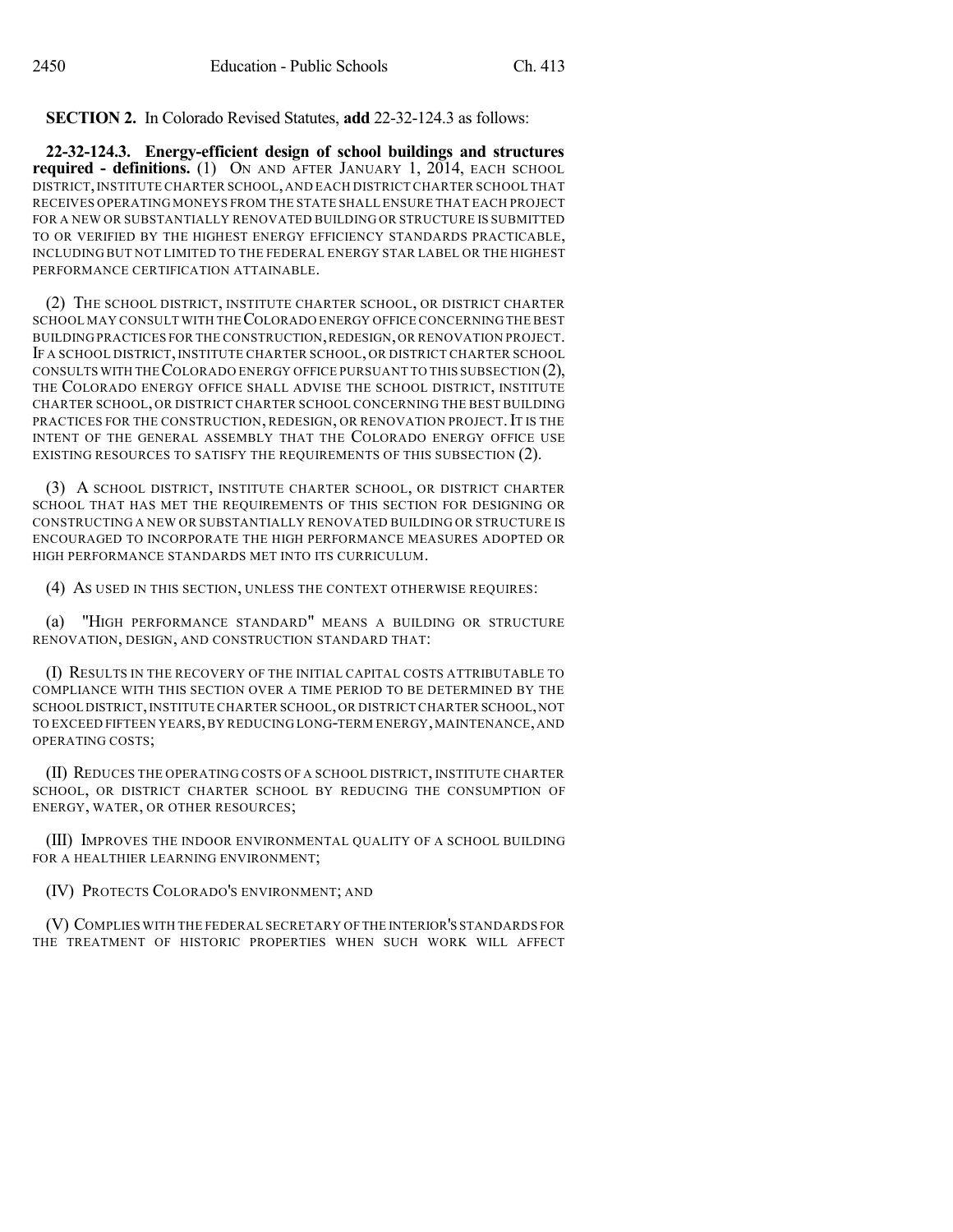**SECTION 2.** In Colorado Revised Statutes, **add** 22-32-124.3 as follows:

**22-32-124.3. Energy-efficient design of school buildings and structures required - definitions.** (1) ON AND AFTER JANUARY 1, 2014, EACH SCHOOL DISTRICT, INSTITUTE CHARTER SCHOOL, AND EACH DISTRICT CHARTER SCHOOL THAT RECEIVES OPERATING MONEYS FROM THE STATE SHALL ENSURE THAT EACH PROJECT FOR A NEW OR SUBSTANTIALLY RENOVATED BUILDING OR STRUCTURE IS SUBMITTED TO OR VERIFIED BY THE HIGHEST ENERGY EFFICIENCY STANDARDS PRACTICABLE, INCLUDING BUT NOT LIMITED TO THE FEDERAL ENERGY STAR LABEL OR THE HIGHEST PERFORMANCE CERTIFICATION ATTAINABLE.

(2) THE SCHOOL DISTRICT, INSTITUTE CHARTER SCHOOL, OR DISTRICT CHARTER SCHOOL MAY CONSULT WITH THE COLORADO ENERGY OFFICE CONCERNING THE BEST BUILDING PRACTICES FOR THE CONSTRUCTION, REDESIGN, OR RENOVATION PROJECT. IF A SCHOOL DISTRICT, INSTITUTE CHARTER SCHOOL, OR DISTRICT CHARTER SCHOOL CONSULTS WITH THE COLORADO ENERGY OFFICE PURSUANT TO THIS SUBSECTION (2), THE COLORADO ENERGY OFFICE SHALL ADVISE THE SCHOOL DISTRICT, INSTITUTE CHARTER SCHOOL, OR DISTRICT CHARTER SCHOOL CONCERNING THE BEST BUILDING PRACTICES FOR THE CONSTRUCTION, REDESIGN, OR RENOVATION PROJECT. IT IS THE INTENT OF THE GENERAL ASSEMBLY THAT THE COLORADO ENERGY OFFICE USE EXISTING RESOURCES TO SATISFY THE REQUIREMENTS OF THIS SUBSECTION (2).

(3) A SCHOOL DISTRICT, INSTITUTE CHARTER SCHOOL, OR DISTRICT CHARTER SCHOOL THAT HAS MET THE REQUIREMENTS OF THIS SECTION FOR DESIGNING OR CONSTRUCTING A NEW OR SUBSTANTIALLY RENOVATED BUILDING OR STRUCTURE IS ENCOURAGED TO INCORPORATE THE HIGH PERFORMANCE MEASURES ADOPTED OR HIGH PERFORMANCE STANDARDS MET INTO ITS CURRICULUM.

(4) AS USED IN THIS SECTION, UNLESS THE CONTEXT OTHERWISE REQUIRES:

(a) "HIGH PERFORMANCE STANDARD" MEANS A BUILDING OR STRUCTURE RENOVATION, DESIGN, AND CONSTRUCTION STANDARD THAT:

(I) RESULTS IN THE RECOVERY OF THE INITIAL CAPITAL COSTS ATTRIBUTABLE TO COMPLIANCE WITH THIS SECTION OVER A TIME PERIOD TO BE DETERMINED BY THE SCHOOL DISTRICT, INSTITUTE CHARTER SCHOOL, OR DISTRICT CHARTER SCHOOL, NOT TO EXCEED FIFTEEN YEARS, BY REDUCING LONG-TERM ENERGY, MAINTENANCE, AND OPERATING COSTS;

(II) REDUCES THE OPERATING COSTS OF A SCHOOL DISTRICT, INSTITUTE CHARTER SCHOOL, OR DISTRICT CHARTER SCHOOL BY REDUCING THE CONSUMPTION OF ENERGY, WATER, OR OTHER RESOURCES;

(III) IMPROVES THE INDOOR ENVIRONMENTAL QUALITY OF A SCHOOL BUILDING FOR A HEALTHIER LEARNING ENVIRONMENT;

(IV) PROTECTS COLORADO'S ENVIRONMENT; AND

(V) COMPLIES WITH THE FEDERAL SECRETARY OF THE INTERIOR'S STANDARDS FOR THE TREATMENT OF HISTORIC PROPERTIES WHEN SUCH WORK WILL AFFECT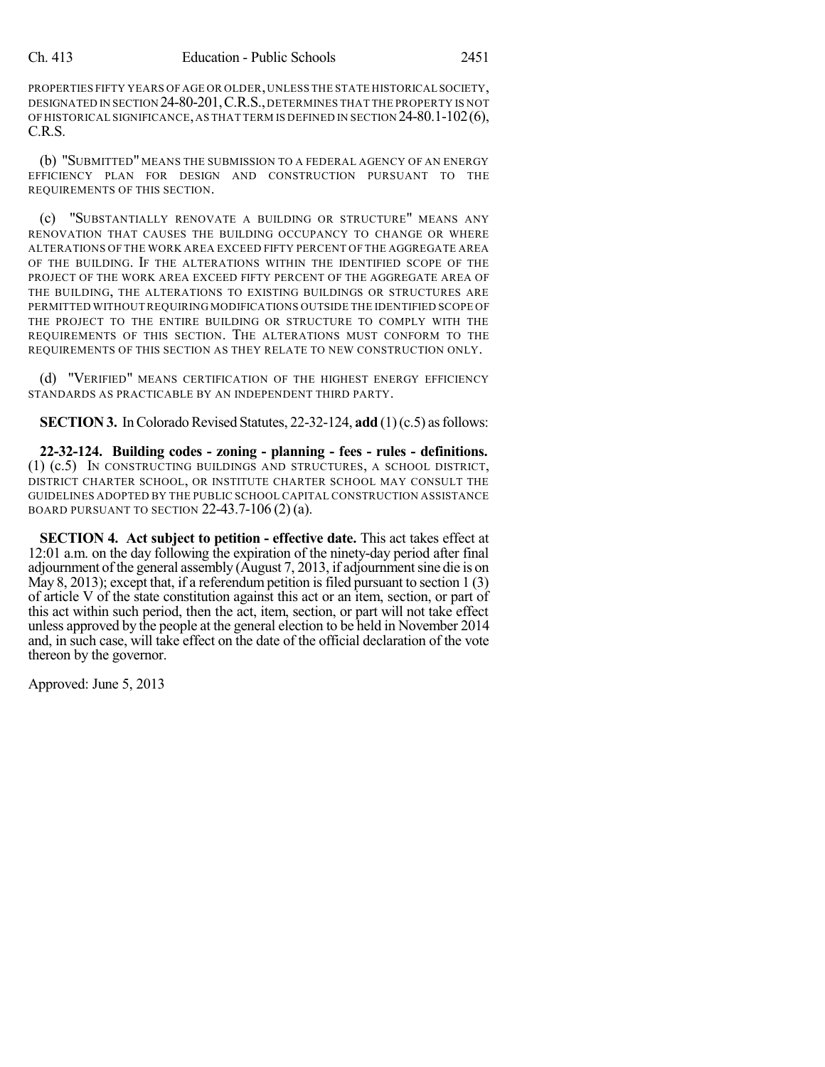PROPERTIES FIFTY YEARS OF AGE OR OLDER, UNLESS THE STATE HISTORICAL SOCIETY, DESIGNATED IN SECTION 24-80-201, C.R.S., DETERMINES THAT THE PROPERTY IS NOT OF HISTORICAL SIGNIFICANCE, AS THAT TERM IS DEFINED IN SECTION 24-80.1-102 (6), C.R.S.

(b) "SUBMITTED" MEANS THE SUBMISSION TO A FEDERAL AGENCY OF AN ENERGY EFFICIENCY PLAN FOR DESIGN AND CONSTRUCTION PURSUANT TO THE REQUIREMENTS OF THIS SECTION.

(c) "SUBSTANTIALLY RENOVATE A BUILDING OR STRUCTURE" MEANS ANY RENOVATION THAT CAUSES THE BUILDING OCCUPANCY TO CHANGE OR WHERE ALTERATIONS OF THE WORK AREA EXCEED FIFTY PERCENT OF THE AGGREGATE AREA OF THE BUILDING. IF THE ALTERATIONS WITHIN THE IDENTIFIED SCOPE OF THE PROJECT OF THE WORK AREA EXCEED FIFTY PERCENT OF THE AGGREGATE AREA OF THE BUILDING, THE ALTERATIONS TO EXISTING BUILDINGS OR STRUCTURES ARE PERMITTED WITHOUT REQUIRING MODIFICATIONS OUTSIDE THE IDENTIFIED SCOPE OF THE PROJECT TO THE ENTIRE BUILDING OR STRUCTURE TO COMPLY WITH THE REQUIREMENTS OF THIS SECTION. THE ALTERATIONS MUST CONFORM TO THE REQUIREMENTS OF THIS SECTION AS THEY RELATE TO NEW CONSTRUCTION ONLY.

(d) "VERIFIED" MEANS CERTIFICATION OF THE HIGHEST ENERGY EFFICIENCY STANDARDS AS PRACTICABLE BY AN INDEPENDENT THIRD PARTY.

**SECTION 3.** In Colorado Revised Statutes, 22-32-124, **add** (1) (c.5) as follows:

**22-32-124. Building codes - zoning - planning - fees - rules - definitions.** (1) (c.5) IN CONSTRUCTING BUILDINGS AND STRUCTURES, A SCHOOL DISTRICT, DISTRICT CHARTER SCHOOL, OR INSTITUTE CHARTER SCHOOL MAY CONSULT THE GUIDELINES ADOPTED BY THE PUBLIC SCHOOL CAPITAL CONSTRUCTION ASSISTANCE BOARD PURSUANT TO SECTION 22-43.7-106 (2) (a).

**SECTION 4. Act subject to petition - effective date.** This act takes effect at 12:01 a.m. on the day following the expiration of the ninety-day period after final adjournment of the general assembly (August 7, 2013, if adjournment sine die is on May 8, 2013); except that, if a referendum petition is filed pursuant to section 1 (3) of article V of the state constitution against this act or an item, section, or part of this act within such period, then the act, item, section, or part will not take effect unless approved by the people at the general election to be held in November 2014 and, in such case, will take effect on the date of the official declaration of the vote thereon by the governor.

Approved: June 5, 2013